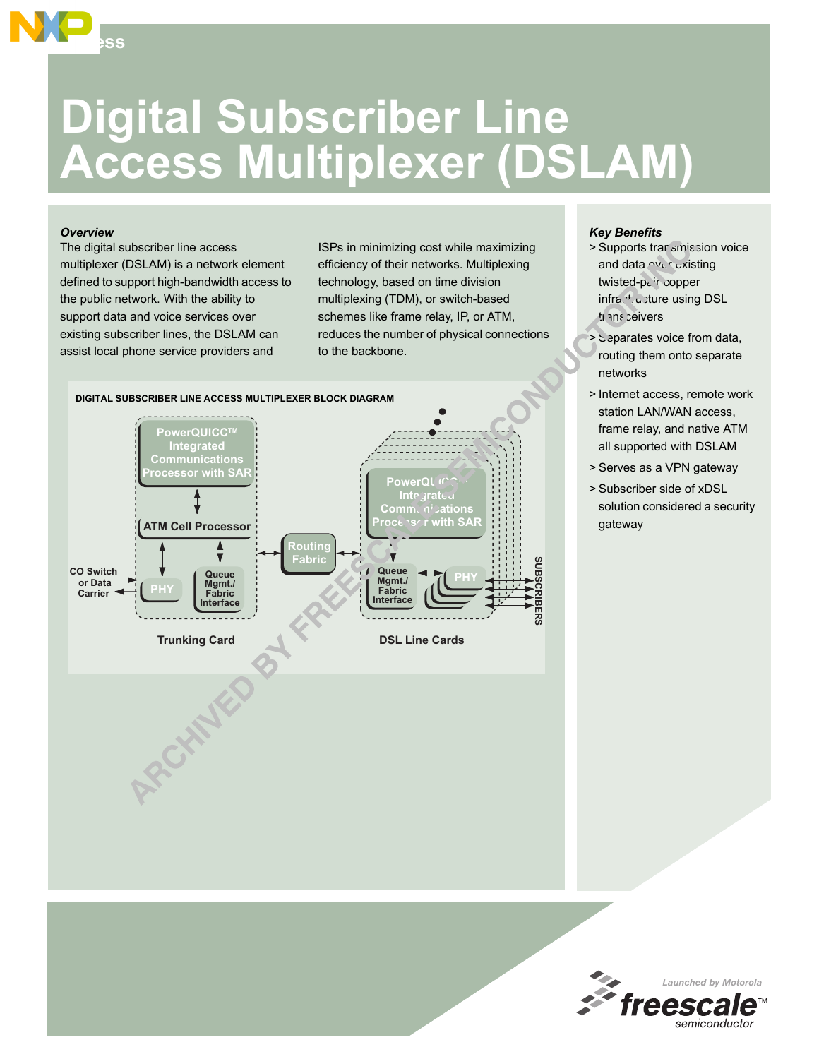# Digital Subscriber Line Access Multiplexer (DSLAM)

*Overview*

The digital subscriber line access multiplexer (DSLAM) is a network element defined to support high-bandwidth access to the public network. With the ability to support data and voice services over existing subscriber lines, the DSLAM can assist local phone service providers and ISPs in minimizing cost while maximizing efficiency of their networks. Multiplexing technology, based on time division multiplexing (TDM), or switch-based schemes like frame relay, IP, or ATM, reduces the number of physical connections to the backbone.

DIGITAL SUBSCRIBER LINE ACCESS MULTIPLEXER BLOCK DIAGRAM

Trunking Card: PowerQUICC™ Integrated Communications Processor with SAR; ATM Cell Processor; PHY; Queue Mgmt./Fabric Interface; CO Switch or Data Carrier

Routing Fabric

DSL Line Cards: PowerQUICC™ Integrated Communications Processor with SAR; Queue Mgmt./Fabric Interface; PHY; SUBSCRIBERS

*Key Benefits*

- Supports transmission voice and data over existing twisted-pair copper infrastructure using DSL transceivers
- Separates voice from data, routing them onto separate networks
- Internet access, remote work station LAN/WAN access, frame relay, and native ATM all supported with DSLAM
- Serves as a VPN gateway
- Subscriber side of xDSL solution considered a security gateway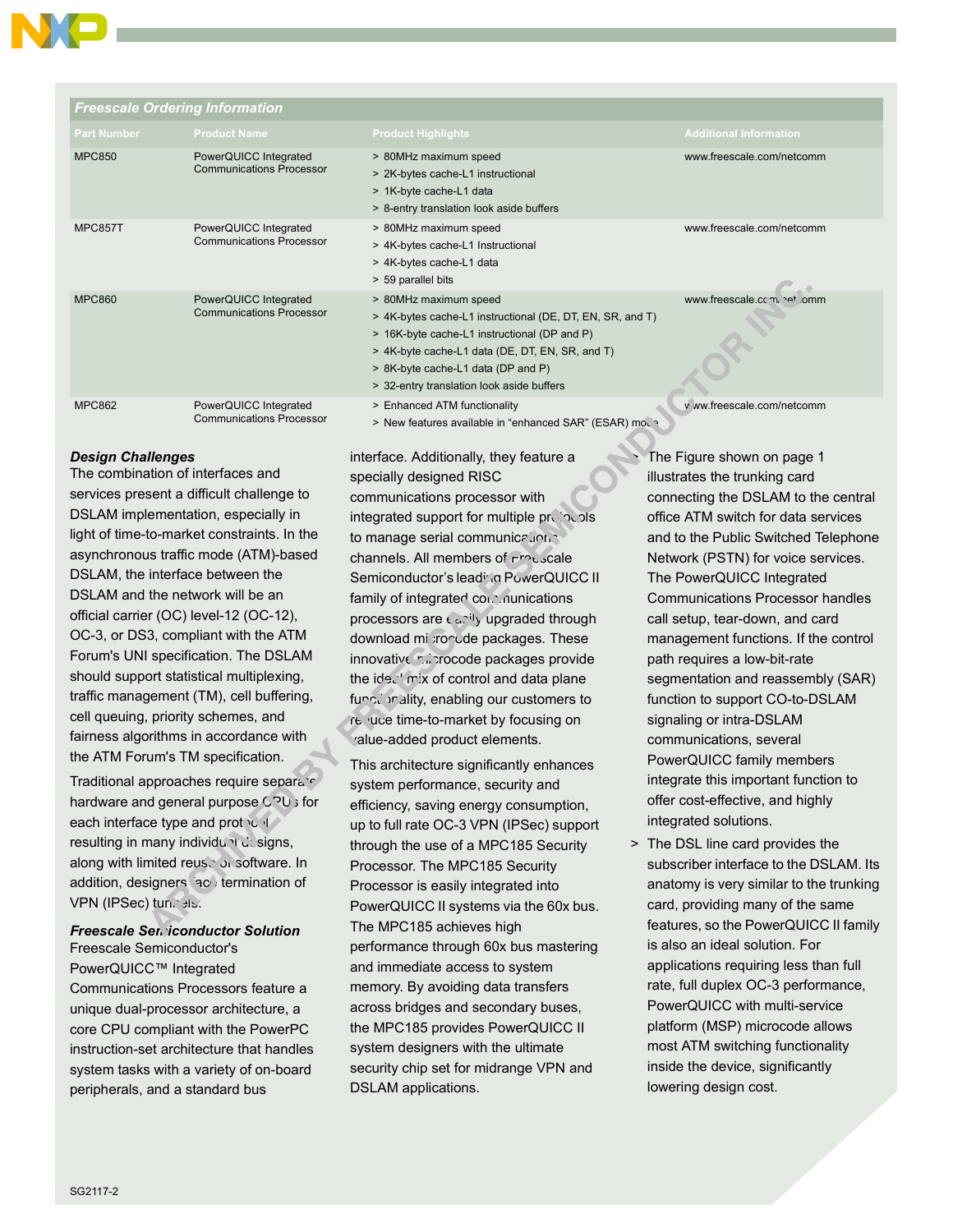## Freescale Ordering Information

| Part Number | Product Name | Product Highlights | Additional Information |
|---|---|---|---|
| MPC850 | PowerQUICC Integrated Communications Processor | > 80MHz maximum speed<br>> 2K-bytes cache-L1 instructional<br>> 1K-byte cache-L1 data<br>> 8-entry translation look aside buffers | www.freescale.com/netcomm |
| MPC857T | PowerQUICC Integrated Communications Processor | > 80MHz maximum speed<br>> 4K-bytes cache-L1 Instructional<br>> 4K-bytes cache-L1 data<br>> 59 parallel bits | www.freescale.com/netcomm |
| MPC860 | PowerQUICC Integrated Communications Processor | > 80MHz maximum speed<br>> 4K-bytes cache-L1 instructional (DE, DT, EN, SR, and T)<br>> 16K-byte cache-L1 instructional (DP and P)<br>> 4K-byte cache-L1 data (DE, DT, EN, SR, and T)<br>> 8K-byte cache-L1 data (DP and P)<br>> 32-entry translation look aside buffers | www.freescale.com/netcomm |
| MPC862 | PowerQUICC Integrated Communications Processor | > Enhanced ATM functionality<br>> New features available in "enhanced SAR" (ESAR) mode | www.freescale.com/netcomm |

### *Design Challenges*

The combination of interfaces and services present a difficult challenge to DSLAM implementation, especially in light of time-to-market constraints. In the asynchronous traffic mode (ATM)-based DSLAM, the interface between the DSLAM and the network will be an official carrier (OC) level-12 (OC-12), OC-3, or DS3, compliant with the ATM Forum's UNI specification. The DSLAM should support statistical multiplexing, traffic management (TM), cell buffering, cell queuing, priority schemes, and fairness algorithms in accordance with the ATM Forum's TM specification.

Traditional approaches require separate hardware and general purpose CPUs for each interface type and protocol resulting in many individual designs, along with limited reuse of software. In addition, designers face termination of VPN (IPSec) tunnels.

### *Freescale Semiconductor Solution*

Freescale Semiconductor's PowerQUICC™ Integrated Communications Processors feature a unique dual-processor architecture, a core CPU compliant with the PowerPC instruction-set architecture that handles system tasks with a variety of on-board peripherals, and a standard bus interface. Additionally, they feature a specially designed RISC communications processor with integrated support for multiple protocols to manage serial communications channels. All members of Freescale Semiconductor's leading PowerQUICC II family of integrated communications processors are easily upgraded through download microcode packages. These innovative microcode packages provide the ideal mix of control and data plane functionality, enabling our customers to reduce time-to-market by focusing on value-added product elements.

This architecture significantly enhances system performance, security and efficiency, saving energy consumption, up to full rate OC-3 VPN (IPSec) support through the use of a MPC185 Security Processor. The MPC185 Security Processor is easily integrated into PowerQUICC II systems via the 60x bus. The MPC185 achieves high performance through 60x bus mastering and immediate access to system memory. By avoiding data transfers across bridges and secondary buses, the MPC185 provides PowerQUICC II system designers with the ultimate security chip set for midrange VPN and DSLAM applications.

> The Figure shown on page 1 illustrates the trunking card connecting the DSLAM to the central office ATM switch for data services and to the Public Switched Telephone Network (PSTN) for voice services. The PowerQUICC Integrated Communications Processor handles call setup, tear-down, and card management functions. If the control path requires a low-bit-rate segmentation and reassembly (SAR) function to support CO-to-DSLAM signaling or intra-DSLAM communications, several PowerQUICC family members integrate this important function to offer cost-effective, and highly integrated solutions.

> The DSL line card provides the subscriber interface to the DSLAM. Its anatomy is very similar to the trunking card, providing many of the same features, so the PowerQUICC II family is also an ideal solution. For applications requiring less than full rate, full duplex OC-3 performance, PowerQUICC with multi-service platform (MSP) microcode allows most ATM switching functionality inside the device, significantly lowering design cost.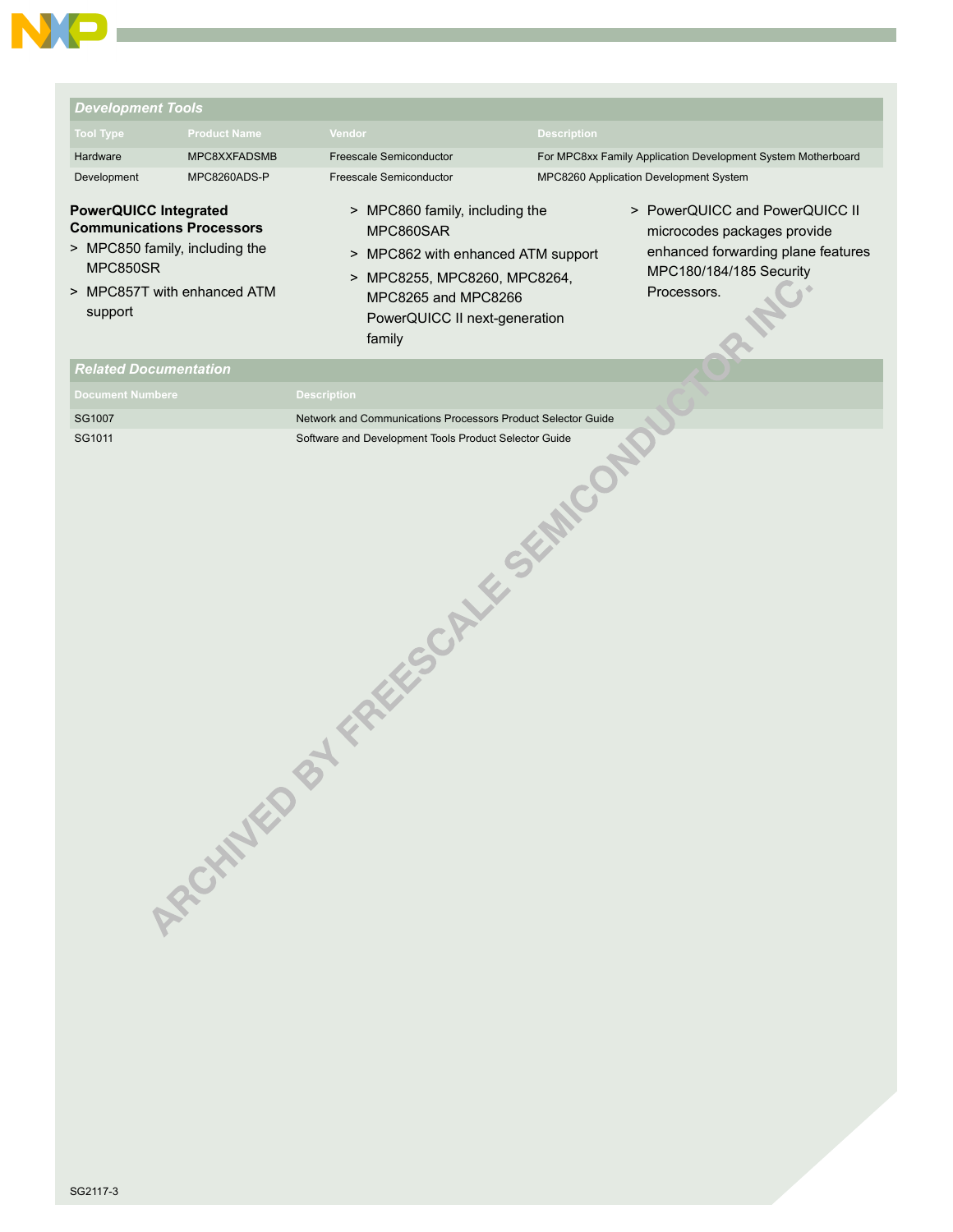## Development Tools

| Tool Type | Product Name | Vendor | Description |
|---|---|---|---|
| Hardware | MPC8XXFADSMB | Freescale Semiconductor | For MPC8xx Family Application Development System Motherboard |
| Development | MPC8260ADS-P | Freescale Semiconductor | MPC8260 Application Development System |

**PowerQUICC Integrated Communications Processors**

> MPC850 family, including the MPC850SR

> MPC857T with enhanced ATM support

> MPC860 family, including the MPC860SAR

> MPC862 with enhanced ATM support

> MPC8255, MPC8260, MPC8264, MPC8265 and MPC8266 PowerQUICC II next-generation family

> PowerQUICC and PowerQUICC II microcodes packages provide enhanced forwarding plane features MPC180/184/185 Security Processors.

## Related Documentation

| Document Numbere | Description |
|---|---|
| SG1007 | Network and Communications Processors Product Selector Guide |
| SG1011 | Software and Development Tools Product Selector Guide |

ARCHIVED BY FREESCALE SEMICONDUCTOR INC.

SG2117-3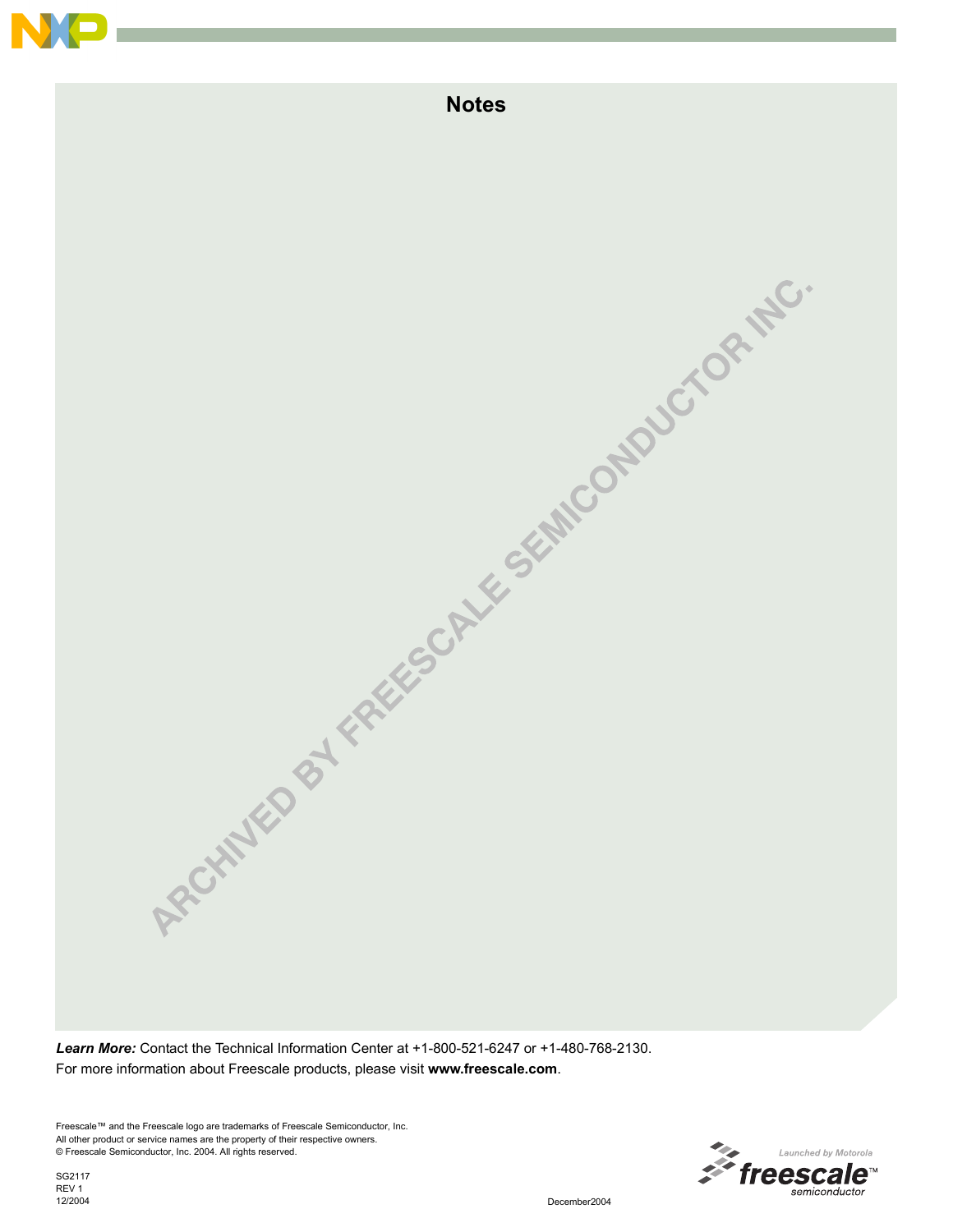# Notes

ARCHIVED BY FREESCALE SEMICONDUCTOR INC.

***Learn More:*** Contact the Technical Information Center at +1-800-521-6247 or +1-480-768-2130.

For more information about Freescale products, please visit **www.freescale.com**.

Freescale™ and the Freescale logo are trademarks of Freescale Semiconductor, Inc.
All other product or service names are the property of their respective owners.
© Freescale Semiconductor, Inc. 2004. All rights reserved.

SG2117
REV 1
12/2004

December2004

Launched by Motorola
freescale™
semiconductor